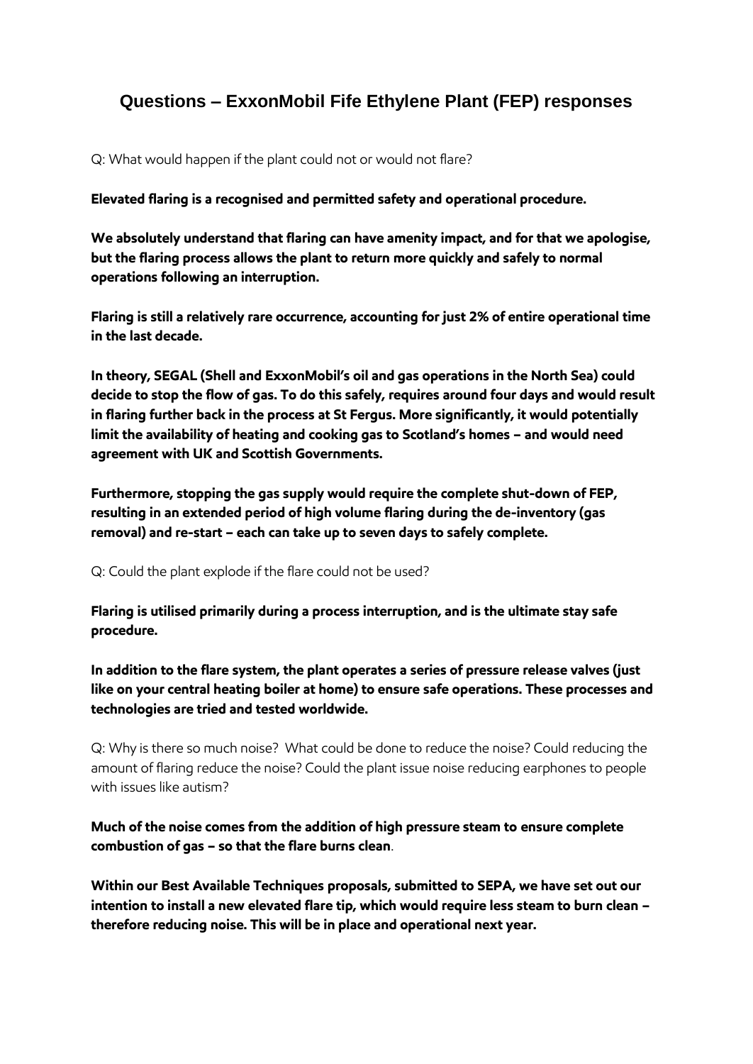# Questions – ExxonMobil Fife Ethylene Plant (FEP) responses

Q: What would happen if the plant could not or would not flare?

**Elevated flaring is a recognised and permitted safety and operational procedure.**

**We absolutely understand that flaring can have amenity impact, and for that we apologise, but the flaring process allows the plant to return more quickly and safely to normal operations following an interruption.**

**Flaring is still a relatively rare occurrence, accounting for just 2% of entire operational time in the last decade.**

**In theory, SEGAL (Shell and ExxonMobil's oil and gas operations in the North Sea) could decide to stop the flow of gas. To do this safely, requires around four days and would result in flaring further back in the process at St Fergus. More significantly, it would potentially limit the availability of heating and cooking gas to Scotland's homes – and would need agreement with UK and Scottish Governments.**

**Furthermore, stopping the gas supply would require the complete shut-down of FEP, resulting in an extended period of high volume flaring during the de-inventory (gas removal) and re-start – each can take up to seven days to safely complete.**

Q: Could the plant explode if the flare could not be used?

**Flaring is utilised primarily during a process interruption, and is the ultimate stay safe procedure.**

**In addition to the flare system, the plant operates a series of pressure release valves (just like on your central heating boiler at home) to ensure safe operations. These processes and technologies are tried and tested worldwide.**

Q: Why is there so much noise? What could be done to reduce the noise? Could reducing the amount of flaring reduce the noise? Could the plant issue noise reducing earphones to people with issues like autism?

**Much of the noise comes from the addition of high pressure steam to ensure complete combustion of gas – so that the flare burns clean**.

**Within our Best Available Techniques proposals, submitted to SEPA, we have set out our intention to install a new elevated flare tip, which would require less steam to burn clean – therefore reducing noise. This will be in place and operational next year.**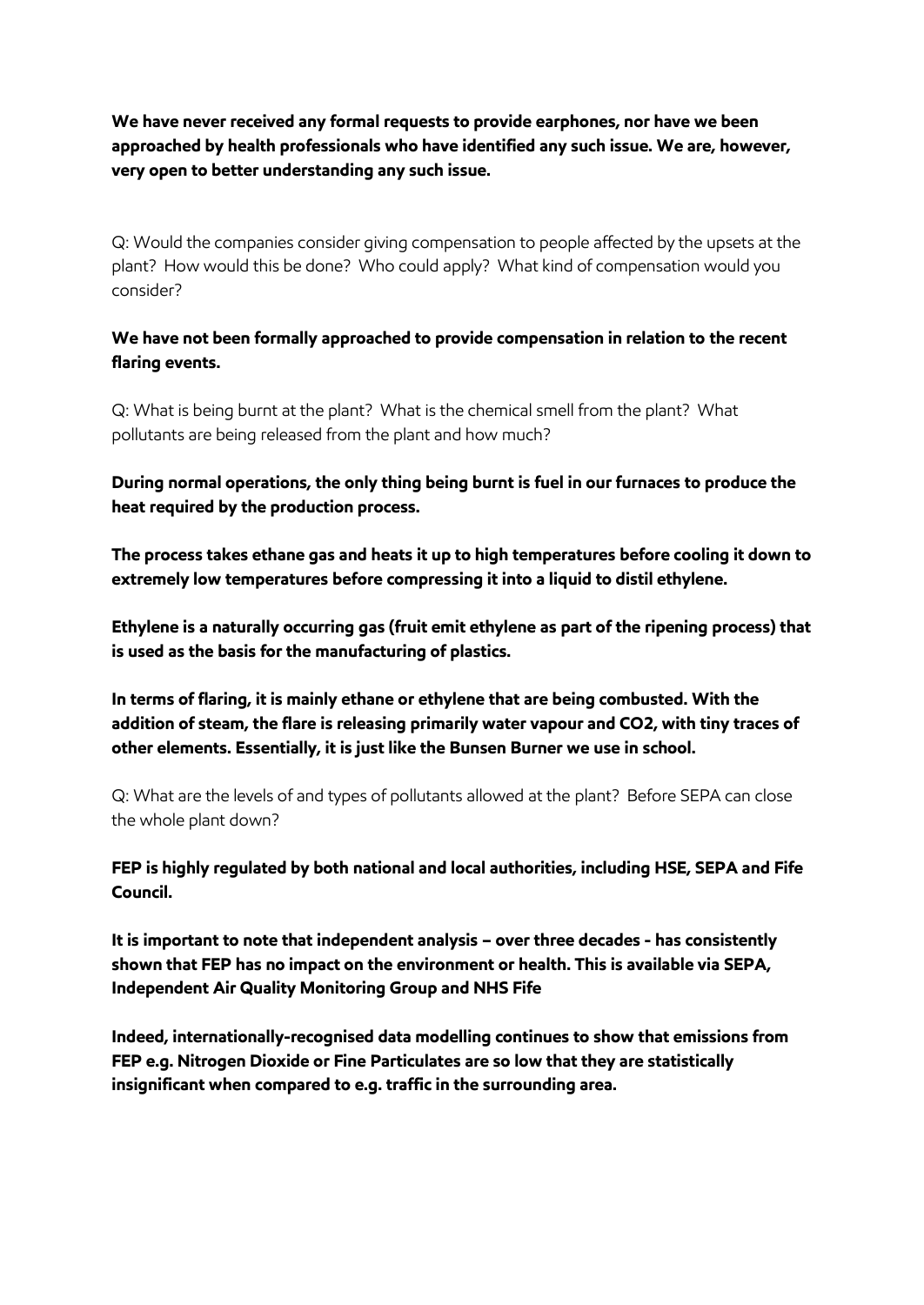**We have never received any formal requests to provide earphones, nor have we been approached by health professionals who have identified any such issue. We are, however, very open to better understanding any such issue.**

Q: Would the companies consider giving compensation to people affected by the upsets at the plant? How would this be done? Who could apply? What kind of compensation would you consider?

**We have not been formally approached to provide compensation in relation to the recent flaring events.**

Q: What is being burnt at the plant? What is the chemical smell from the plant? What pollutants are being released from the plant and how much?

**During normal operations, the only thing being burnt is fuel in our furnaces to produce the heat required by the production process.**

**The process takes ethane gas and heats it up to high temperatures before cooling it down to extremely low temperatures before compressing it into a liquid to distil ethylene.**

**Ethylene is a naturally occurring gas (fruit emit ethylene as part of the ripening process) that is used as the basis for the manufacturing of plastics.**

**In terms of flaring, it is mainly ethane or ethylene that are being combusted. With the addition of steam, the flare is releasing primarily water vapour and $CO_2$, with tiny traces of other elements. Essentially, it is just like the Bunsen Burner we use in school.**

Q: What are the levels of and types of pollutants allowed at the plant? Before SEPA can close the whole plant down?

**FEP is highly regulated by both national and local authorities, including HSE, SEPA and Fife Council.**

**It is important to note that independent analysis – over three decades - has consistently shown that FEP has no impact on the environment or health. This is available via SEPA, Independent Air Quality Monitoring Group and NHS Fife**

**Indeed, internationally-recognised data modelling continues to show that emissions from FEP e.g. Nitrogen Dioxide or Fine Particulates are so low that they are statistically insignificant when compared to e.g. traffic in the surrounding area.**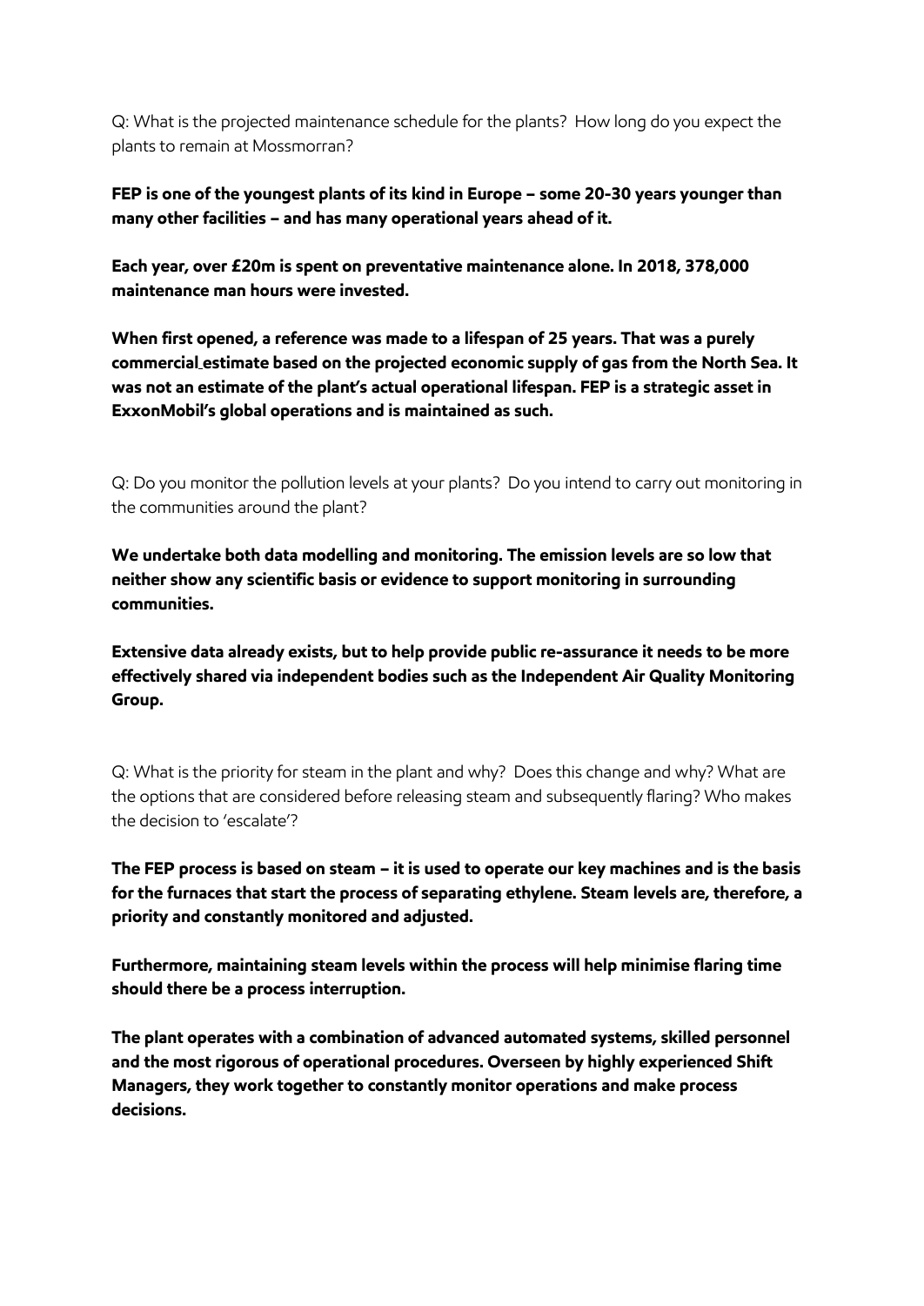Q: What is the projected maintenance schedule for the plants? How long do you expect the plants to remain at Mossmorran?

**FEP is one of the youngest plants of its kind in Europe – some 20-30 years younger than many other facilities – and has many operational years ahead of it.**

**Each year, over £20m is spent on preventative maintenance alone. In 2018, 378,000 maintenance man hours were invested.**

**When first opened, a reference was made to a lifespan of 25 years. That was a purely commercial estimate based on the projected economic supply of gas from the North Sea. It was not an estimate of the plant's actual operational lifespan. FEP is a strategic asset in ExxonMobil's global operations and is maintained as such.**

Q: Do you monitor the pollution levels at your plants? Do you intend to carry out monitoring in the communities around the plant?

**We undertake both data modelling and monitoring. The emission levels are so low that neither show any scientific basis or evidence to support monitoring in surrounding communities.**

**Extensive data already exists, but to help provide public re-assurance it needs to be more effectively shared via independent bodies such as the Independent Air Quality Monitoring Group.**

Q: What is the priority for steam in the plant and why? Does this change and why? What are the options that are considered before releasing steam and subsequently flaring? Who makes the decision to 'escalate'?

**The FEP process is based on steam – it is used to operate our key machines and is the basis for the furnaces that start the process of separating ethylene. Steam levels are, therefore, a priority and constantly monitored and adjusted.**

**Furthermore, maintaining steam levels within the process will help minimise flaring time should there be a process interruption.**

**The plant operates with a combination of advanced automated systems, skilled personnel and the most rigorous of operational procedures. Overseen by highly experienced Shift Managers, they work together to constantly monitor operations and make process decisions.**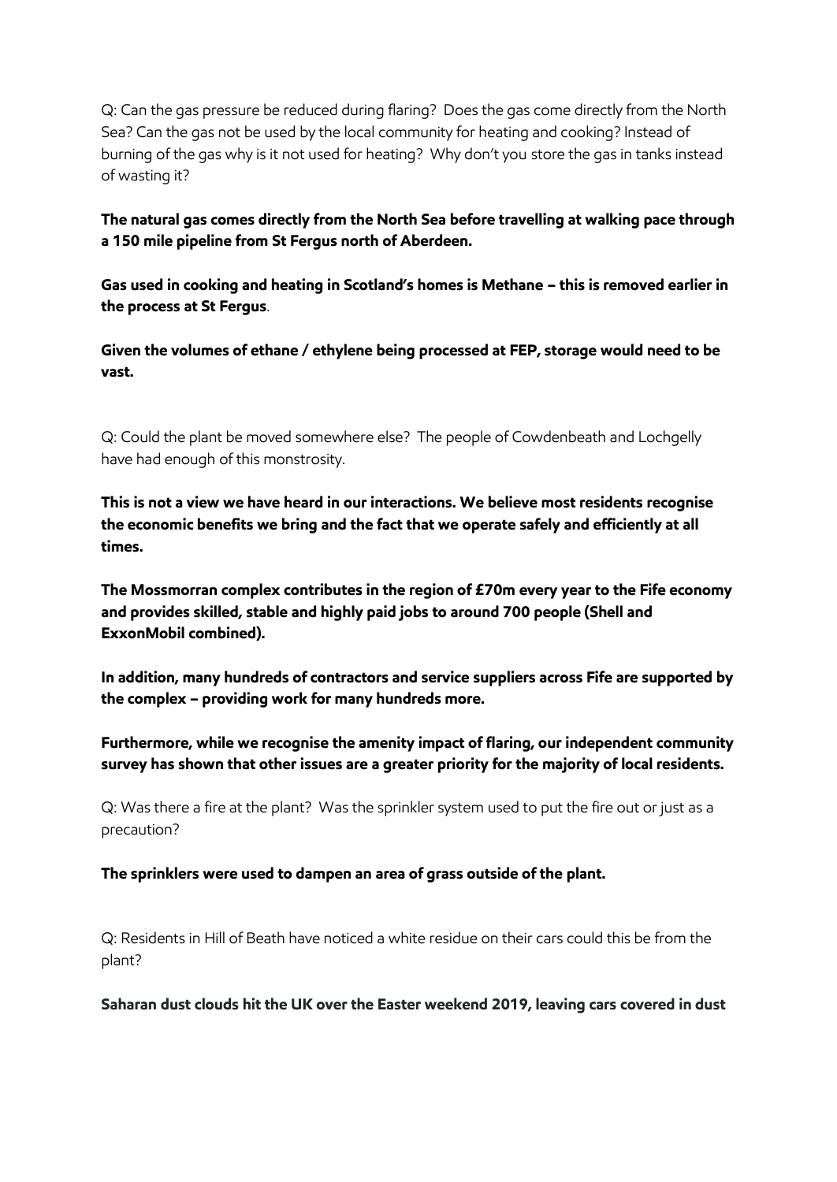Q: Can the gas pressure be reduced during flaring? Does the gas come directly from the North Sea? Can the gas not be used by the local community for heating and cooking? Instead of burning of the gas why is it not used for heating? Why don't you store the gas in tanks instead of wasting it?

**The natural gas comes directly from the North Sea before travelling at walking pace through a 150 mile pipeline from St Fergus north of Aberdeen.**

**Gas used in cooking and heating in Scotland's homes is Methane – this is removed earlier in the process at St Fergus**.

**Given the volumes of ethane / ethylene being processed at FEP, storage would need to be vast.**

Q: Could the plant be moved somewhere else? The people of Cowdenbeath and Lochgelly have had enough of this monstrosity.

**This is not a view we have heard in our interactions. We believe most residents recognise the economic benefits we bring and the fact that we operate safely and efficiently at all times.**

**The Mossmorran complex contributes in the region of £70m every year to the Fife economy and provides skilled, stable and highly paid jobs to around 700 people (Shell and ExxonMobil combined).**

**In addition, many hundreds of contractors and service suppliers across Fife are supported by the complex – providing work for many hundreds more.**

**Furthermore, while we recognise the amenity impact of flaring, our independent community survey has shown that other issues are a greater priority for the majority of local residents.**

Q: Was there a fire at the plant? Was the sprinkler system used to put the fire out or just as a precaution?

**The sprinklers were used to dampen an area of grass outside of the plant.**

Q: Residents in Hill of Beath have noticed a white residue on their cars could this be from the plant?

**Saharan dust clouds hit the UK over the Easter weekend 2019, leaving cars covered in dust**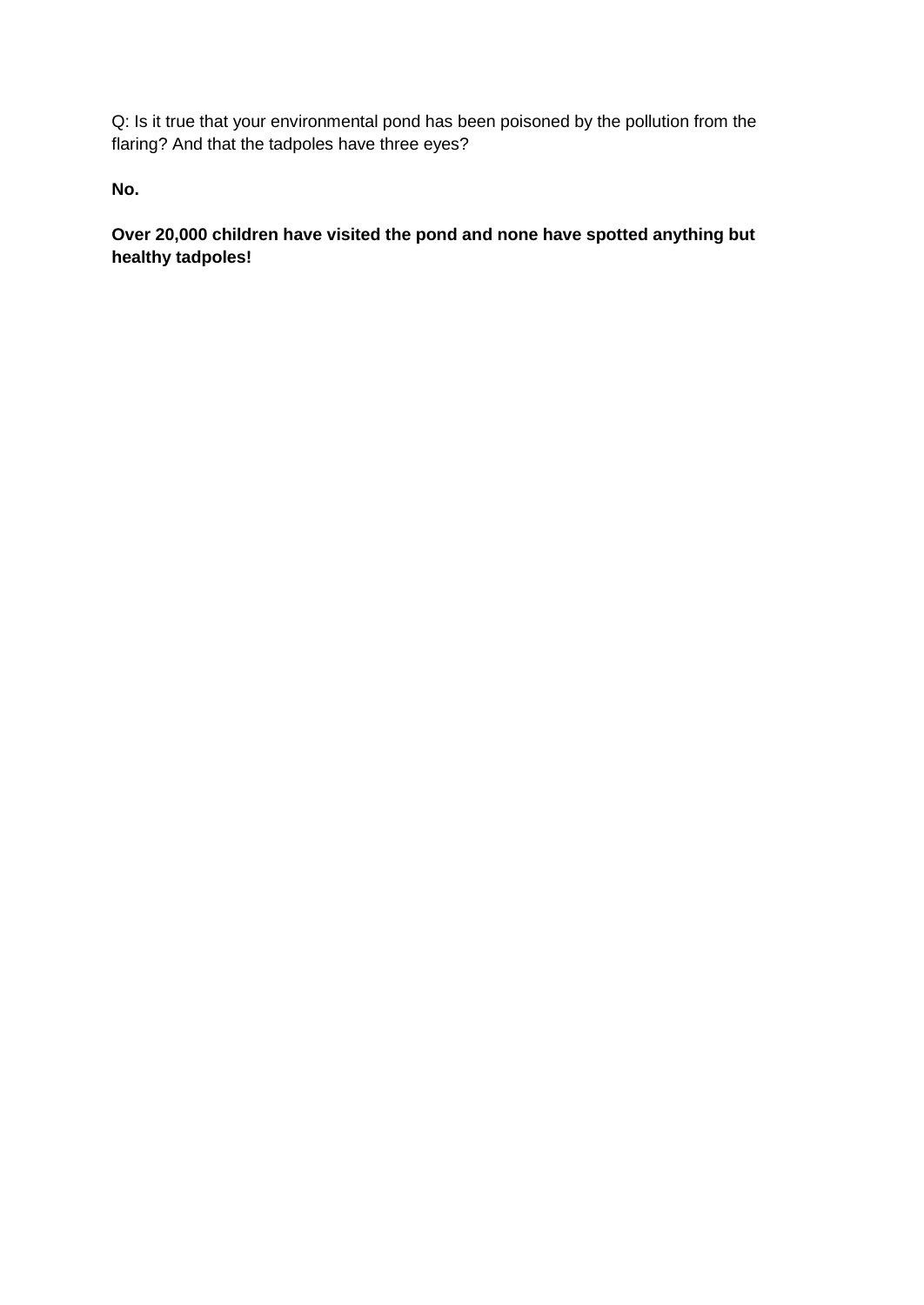Q: Is it true that your environmental pond has been poisoned by the pollution from the flaring? And that the tadpoles have three eyes?

**No.**

**Over 20,000 children have visited the pond and none have spotted anything but healthy tadpoles!**